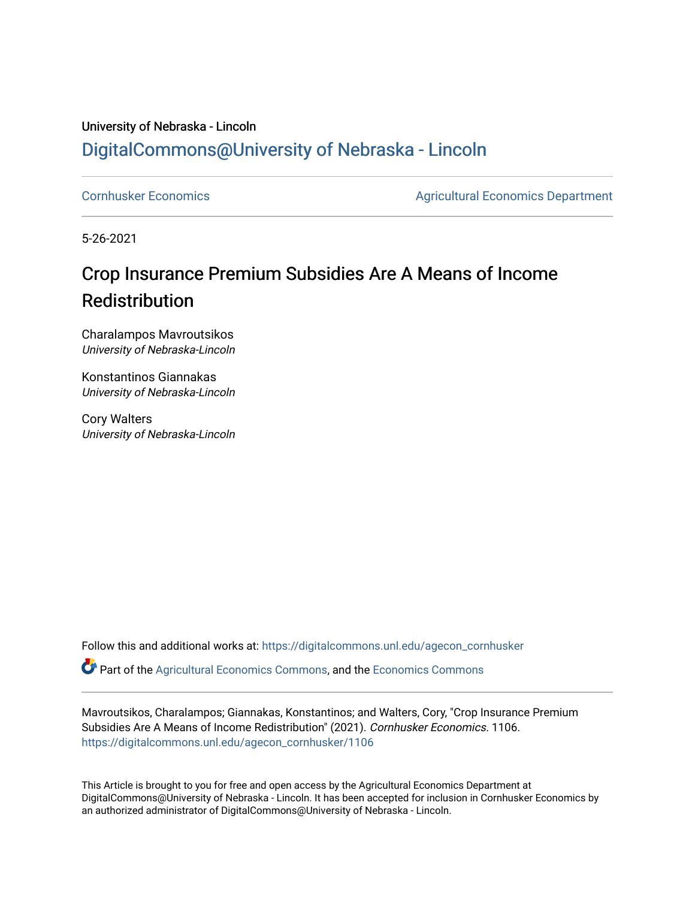University of Nebraska - Lincoln

DigitalCommons@University of Nebraska - Lincoln

Cornhusker Economics | Agricultural Economics Department

5-26-2021

# Crop Insurance Premium Subsidies Are A Means of Income Redistribution

Charalampos Mavroutsikos
*University of Nebraska-Lincoln*

Konstantinos Giannakas
*University of Nebraska-Lincoln*

Cory Walters
*University of Nebraska-Lincoln*

Follow this and additional works at: https://digitalcommons.unl.edu/agecon_cornhusker

Part of the Agricultural Economics Commons, and the Economics Commons

Mavroutsikos, Charalampos; Giannakas, Konstantinos; and Walters, Cory, "Crop Insurance Premium Subsidies Are A Means of Income Redistribution" (2021). *Cornhusker Economics*. 1106.
https://digitalcommons.unl.edu/agecon_cornhusker/1106

This Article is brought to you for free and open access by the Agricultural Economics Department at DigitalCommons@University of Nebraska - Lincoln. It has been accepted for inclusion in Cornhusker Economics by an authorized administrator of DigitalCommons@University of Nebraska - Lincoln.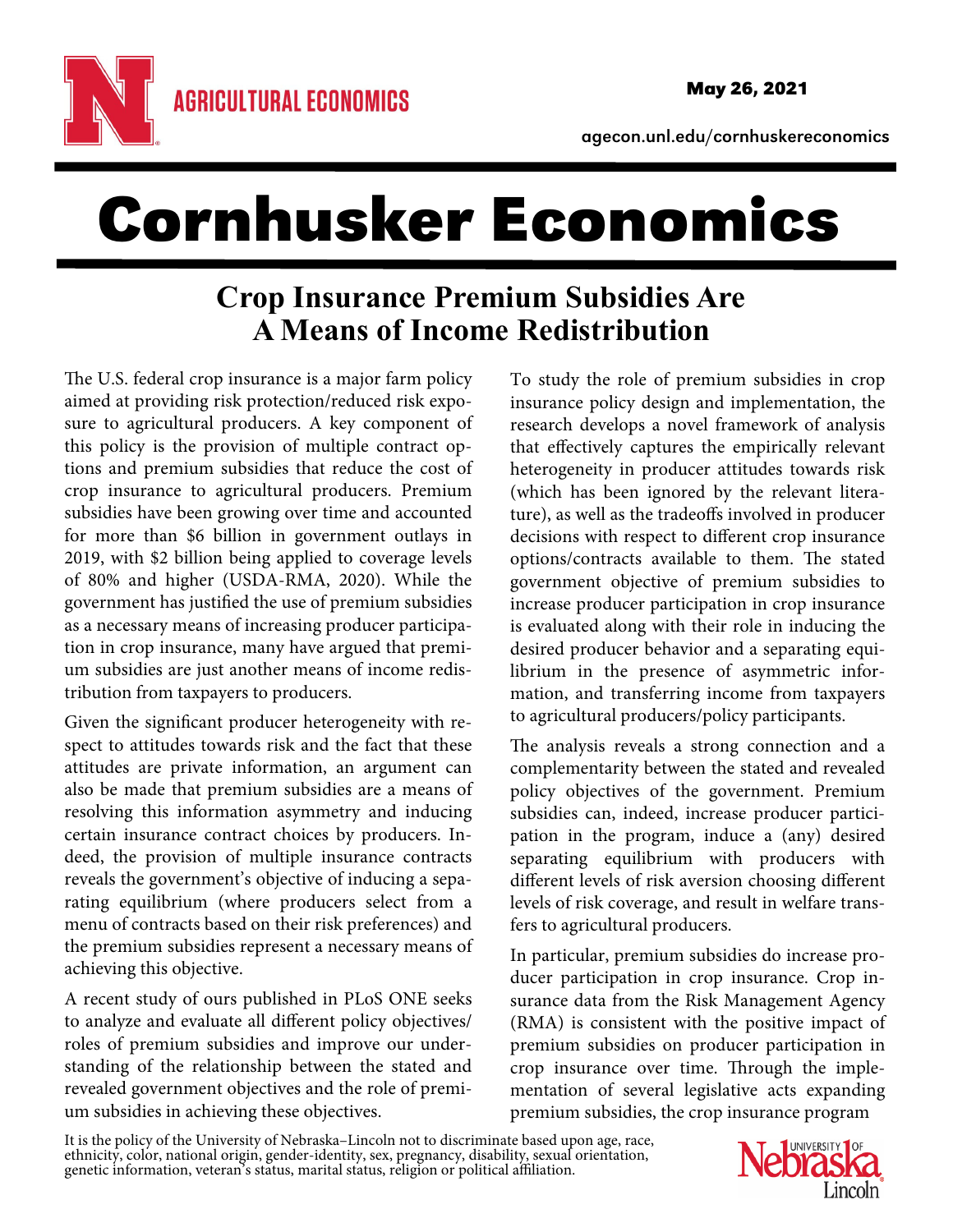# Cornhusker Economics

## Crop Insurance Premium Subsidies Are A Means of Income Redistribution

The U.S. federal crop insurance is a major farm policy aimed at providing risk protection/reduced risk exposure to agricultural producers. A key component of this policy is the provision of multiple contract options and premium subsidies that reduce the cost of crop insurance to agricultural producers. Premium subsidies have been growing over time and accounted for more than $6 billion in government outlays in 2019, with $2 billion being applied to coverage levels of 80% and higher (USDA-RMA, 2020). While the government has justified the use of premium subsidies as a necessary means of increasing producer participation in crop insurance, many have argued that premium subsidies are just another means of income redistribution from taxpayers to producers.

Given the significant producer heterogeneity with respect to attitudes towards risk and the fact that these attitudes are private information, an argument can also be made that premium subsidies are a means of resolving this information asymmetry and inducing certain insurance contract choices by producers. Indeed, the provision of multiple insurance contracts reveals the government's objective of inducing a separating equilibrium (where producers select from a menu of contracts based on their risk preferences) and the premium subsidies represent a necessary means of achieving this objective.

A recent study of ours published in PLoS ONE seeks to analyze and evaluate all different policy objectives/roles of premium subsidies and improve our understanding of the relationship between the stated and revealed government objectives and the role of premium subsidies in achieving these objectives.

To study the role of premium subsidies in crop insurance policy design and implementation, the research develops a novel framework of analysis that effectively captures the empirically relevant heterogeneity in producer attitudes towards risk (which has been ignored by the relevant literature), as well as the tradeoffs involved in producer decisions with respect to different crop insurance options/contracts available to them. The stated government objective of premium subsidies to increase producer participation in crop insurance is evaluated along with their role in inducing the desired producer behavior and a separating equilibrium in the presence of asymmetric information, and transferring income from taxpayers to agricultural producers/policy participants.

The analysis reveals a strong connection and a complementarity between the stated and revealed policy objectives of the government. Premium subsidies can, indeed, increase producer participation in the program, induce a (any) desired separating equilibrium with producers with different levels of risk aversion choosing different levels of risk coverage, and result in welfare transfers to agricultural producers.

In particular, premium subsidies do increase producer participation in crop insurance. Crop insurance data from the Risk Management Agency (RMA) is consistent with the positive impact of premium subsidies on producer participation in crop insurance over time. Through the implementation of several legislative acts expanding premium subsidies, the crop insurance program

It is the policy of the University of Nebraska–Lincoln not to discriminate based upon age, race, ethnicity, color, national origin, gender-identity, sex, pregnancy, disability, sexual orientation, genetic information, veteran's status, marital status, religion or political affiliation.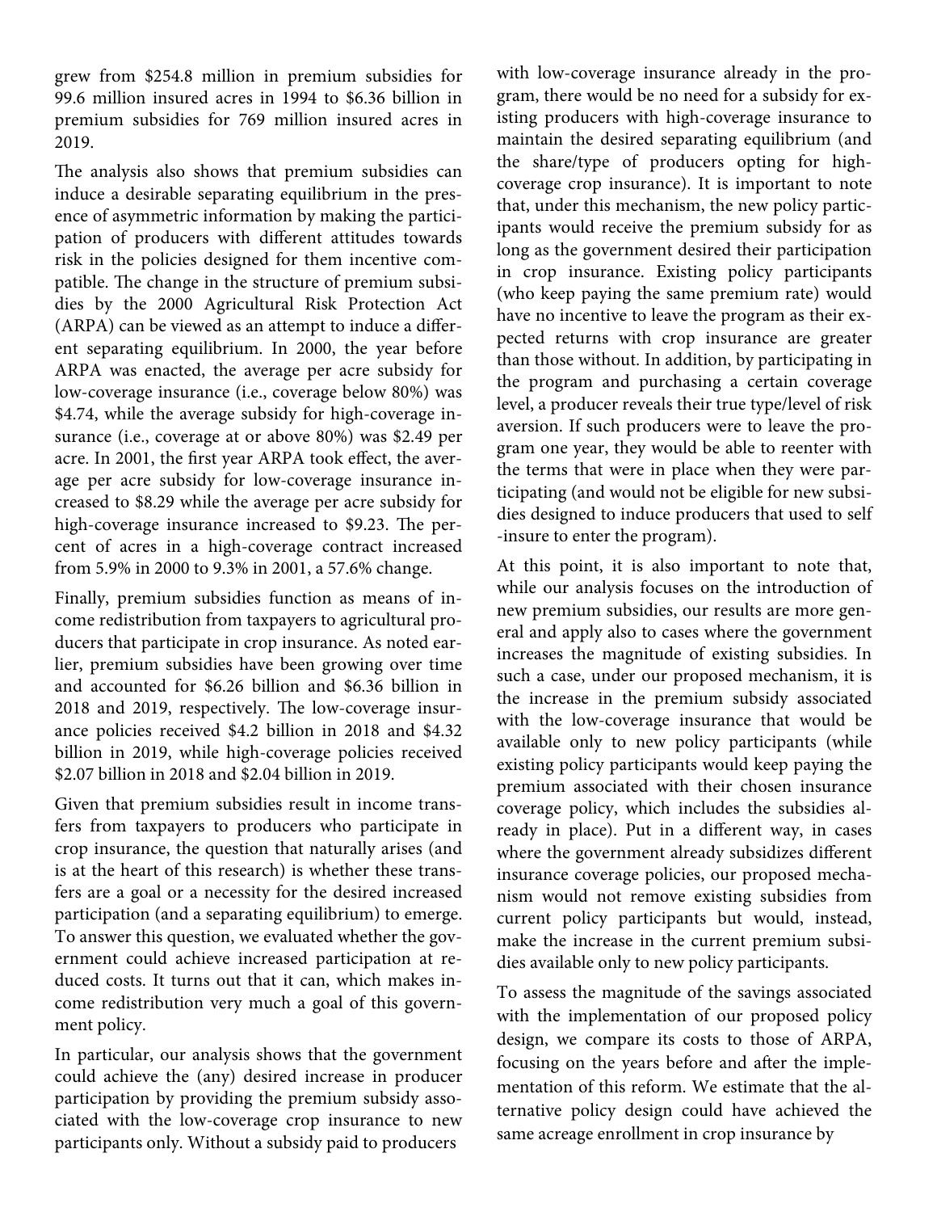grew from $254.8 million in premium subsidies for 99.6 million insured acres in 1994 to $6.36 billion in premium subsidies for 769 million insured acres in 2019.

The analysis also shows that premium subsidies can induce a desirable separating equilibrium in the presence of asymmetric information by making the participation of producers with different attitudes towards risk in the policies designed for them incentive compatible. The change in the structure of premium subsidies by the 2000 Agricultural Risk Protection Act (ARPA) can be viewed as an attempt to induce a different separating equilibrium. In 2000, the year before ARPA was enacted, the average per acre subsidy for low-coverage insurance (i.e., coverage below 80%) was $4.74, while the average subsidy for high-coverage insurance (i.e., coverage at or above 80%) was $2.49 per acre. In 2001, the first year ARPA took effect, the average per acre subsidy for low-coverage insurance increased to $8.29 while the average per acre subsidy for high-coverage insurance increased to $9.23. The percent of acres in a high-coverage contract increased from 5.9% in 2000 to 9.3% in 2001, a 57.6% change.

Finally, premium subsidies function as means of income redistribution from taxpayers to agricultural producers that participate in crop insurance. As noted earlier, premium subsidies have been growing over time and accounted for $6.26 billion and $6.36 billion in 2018 and 2019, respectively. The low-coverage insurance policies received $4.2 billion in 2018 and $4.32 billion in 2019, while high-coverage policies received $2.07 billion in 2018 and $2.04 billion in 2019.

Given that premium subsidies result in income transfers from taxpayers to producers who participate in crop insurance, the question that naturally arises (and is at the heart of this research) is whether these transfers are a goal or a necessity for the desired increased participation (and a separating equilibrium) to emerge. To answer this question, we evaluated whether the government could achieve increased participation at reduced costs. It turns out that it can, which makes income redistribution very much a goal of this government policy.

In particular, our analysis shows that the government could achieve the (any) desired increase in producer participation by providing the premium subsidy associated with the low-coverage crop insurance to new participants only. Without a subsidy paid to producers with low-coverage insurance already in the program, there would be no need for a subsidy for existing producers with high-coverage insurance to maintain the desired separating equilibrium (and the share/type of producers opting for high-coverage crop insurance). It is important to note that, under this mechanism, the new policy participants would receive the premium subsidy for as long as the government desired their participation in crop insurance. Existing policy participants (who keep paying the same premium rate) would have no incentive to leave the program as their expected returns with crop insurance are greater than those without. In addition, by participating in the program and purchasing a certain coverage level, a producer reveals their true type/level of risk aversion. If such producers were to leave the program one year, they would be able to reenter with the terms that were in place when they were participating (and would not be eligible for new subsidies designed to induce producers that used to self-insure to enter the program).

At this point, it is also important to note that, while our analysis focuses on the introduction of new premium subsidies, our results are more general and apply also to cases where the government increases the magnitude of existing subsidies. In such a case, under our proposed mechanism, it is the increase in the premium subsidy associated with the low-coverage insurance that would be available only to new policy participants (while existing policy participants would keep paying the premium associated with their chosen insurance coverage policy, which includes the subsidies already in place). Put in a different way, in cases where the government already subsidizes different insurance coverage policies, our proposed mechanism would not remove existing subsidies from current policy participants but would, instead, make the increase in the current premium subsidies available only to new policy participants.

To assess the magnitude of the savings associated with the implementation of our proposed policy design, we compare its costs to those of ARPA, focusing on the years before and after the implementation of this reform. We estimate that the alternative policy design could have achieved the same acreage enrollment in crop insurance by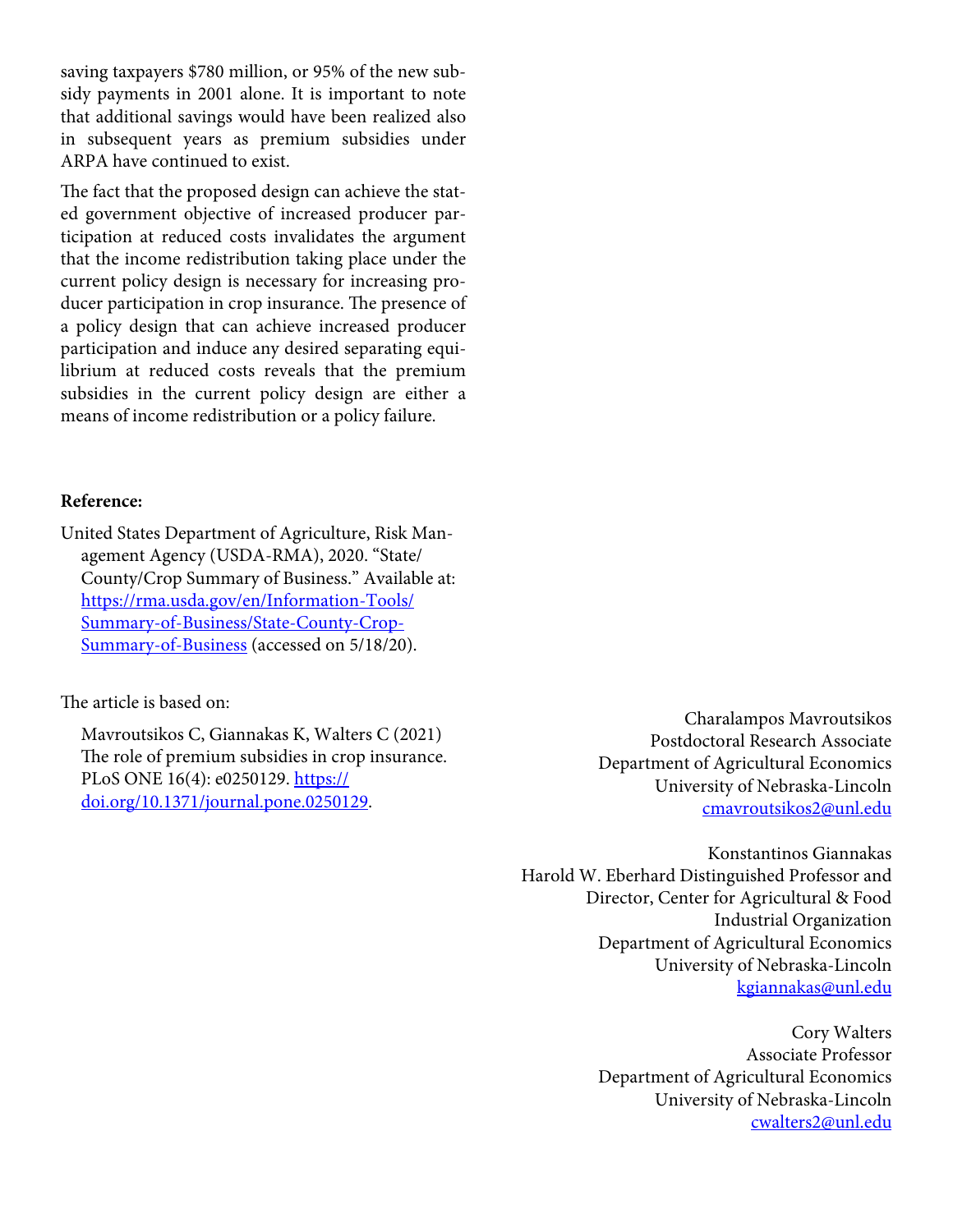saving taxpayers $780 million, or 95% of the new subsidy payments in 2001 alone. It is important to note that additional savings would have been realized also in subsequent years as premium subsidies under ARPA have continued to exist.

The fact that the proposed design can achieve the stated government objective of increased producer participation at reduced costs invalidates the argument that the income redistribution taking place under the current policy design is necessary for increasing producer participation in crop insurance. The presence of a policy design that can achieve increased producer participation and induce any desired separating equilibrium at reduced costs reveals that the premium subsidies in the current policy design are either a means of income redistribution or a policy failure.

**Reference:**

United States Department of Agriculture, Risk Management Agency (USDA-RMA), 2020. "State/County/Crop Summary of Business." Available at: [https://rma.usda.gov/en/Information-Tools/Summary-of-Business/State-County-Crop-Summary-of-Business](https://rma.usda.gov/en/Information-Tools/Summary-of-Business/State-County-Crop-Summary-of-Business) (accessed on 5/18/20).

The article is based on:

Mavroutsikos C, Giannakas K, Walters C (2021) The role of premium subsidies in crop insurance. PLoS ONE 16(4): e0250129. [https://doi.org/10.1371/journal.pone.0250129](https://doi.org/10.1371/journal.pone.0250129).

Charalampos Mavroutsikos
Postdoctoral Research Associate
Department of Agricultural Economics
University of Nebraska-Lincoln
cmavroutsikos2@unl.edu

Konstantinos Giannakas
Harold W. Eberhard Distinguished Professor and
Director, Center for Agricultural & Food
Industrial Organization
Department of Agricultural Economics
University of Nebraska-Lincoln
kgiannakas@unl.edu

Cory Walters
Associate Professor
Department of Agricultural Economics
University of Nebraska-Lincoln
cwalters2@unl.edu